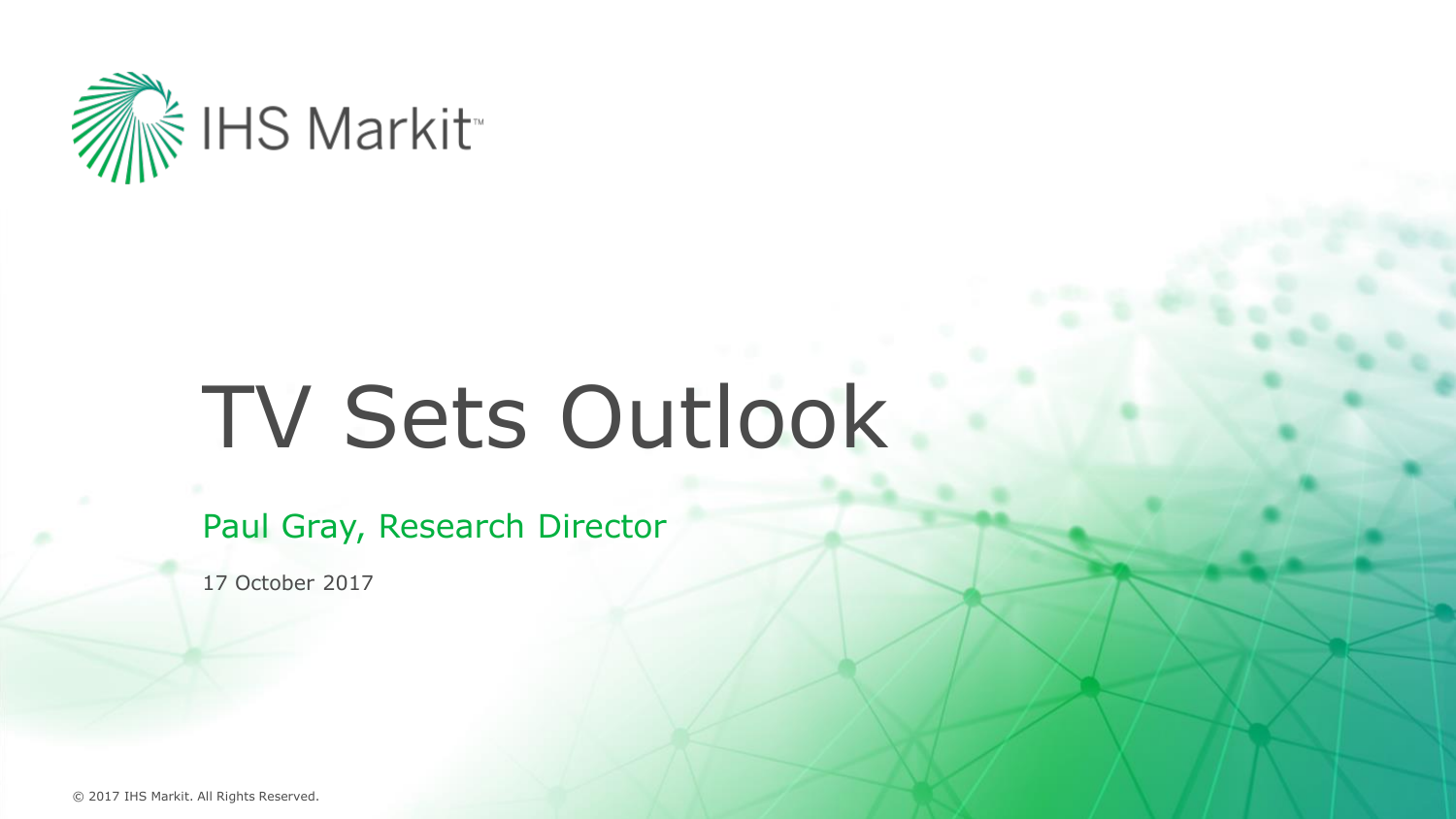IHS Markit™

# TV Sets Outlook

Paul Gray, Research Director

17 October 2017

© 2017 IHS Markit. All Rights Reserved.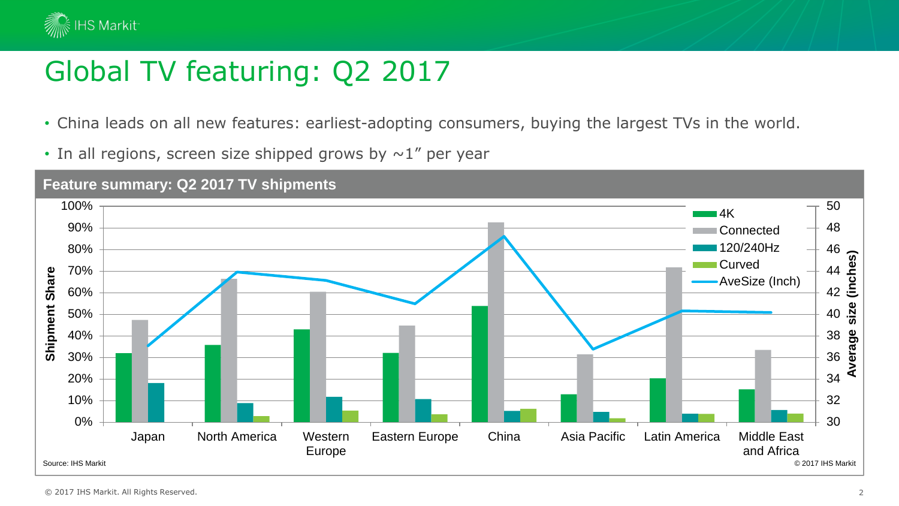# Global TV featuring: Q2 2017

- China leads on all new features: earliest-adopting consumers, buying the largest TVs in the world.
- In all regions, screen size shipped grows by ~1" per year

**Feature summary: Q2 2017 TV shipments**

Source: IHS Markit

© 2017 IHS Markit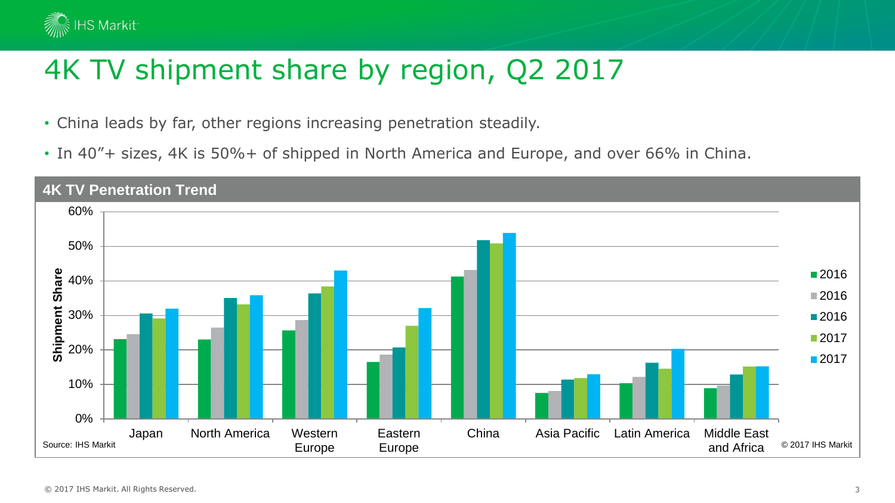# 4K TV shipment share by region, Q2 2017

- China leads by far, other regions increasing penetration steadily.
- In 40"+ sizes, 4K is 50%+ of shipped in North America and Europe, and over 66% in China.

**4K TV Penetration Trend**

Shipment Share

| Region | 2016 | 2016 | 2016 | 2017 | 2017 |
|---|---|---|---|---|---|
| Japan | | | | | |
| North America | | | | | |
| Western Europe | | | | | |
| Eastern Europe | | | | | |
| China | | | | | |
| Asia Pacific | | | | | |
| Latin America | | | | | |
| Middle East and Africa | | | | | |

Source: IHS Markit

© 2017 IHS Markit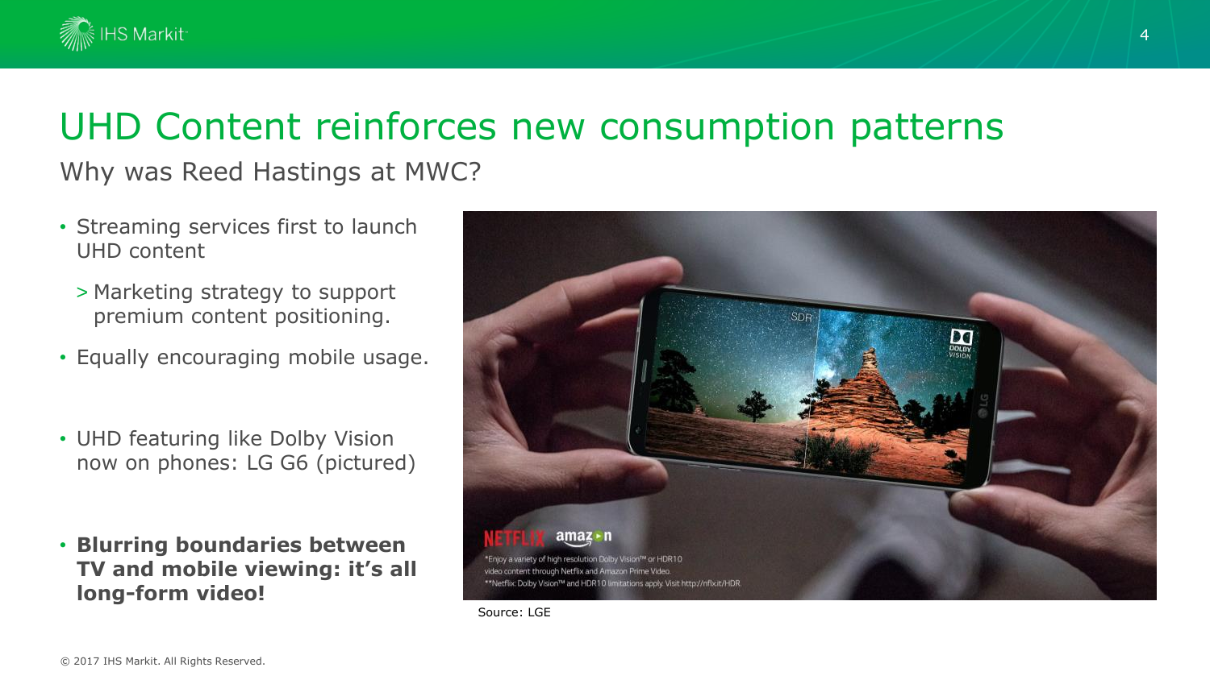# UHD Content reinforces new consumption patterns

## Why was Reed Hastings at MWC?

- Streaming services first to launch UHD content
  - > Marketing strategy to support premium content positioning.
- Equally encouraging mobile usage.
- UHD featuring like Dolby Vision now on phones: LG G6 (pictured)
- **Blurring boundaries between TV and mobile viewing: it's all long-form video!**

Source: LGE

© 2017 IHS Markit. All Rights Reserved.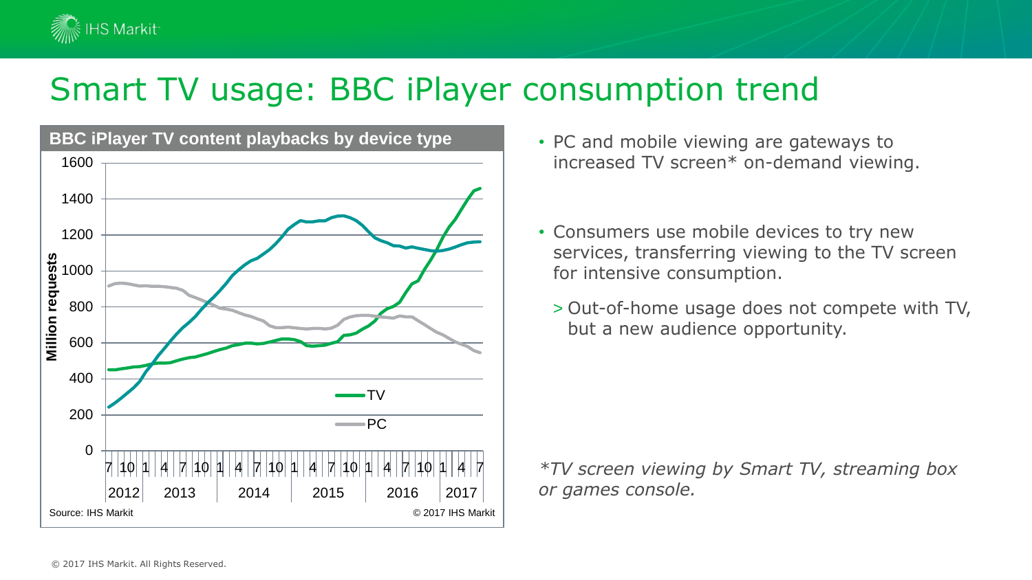# Smart TV usage: BBC iPlayer consumption trend

**BBC iPlayer TV content playbacks by device type**

Source: IHS Markit

© 2017 IHS Markit

- PC and mobile viewing are gateways to increased TV screen* on-demand viewing.
- Consumers use mobile devices to try new services, transferring viewing to the TV screen for intensive consumption.
  - > Out-of-home usage does not compete with TV, but a new audience opportunity.

*\*TV screen viewing by Smart TV, streaming box or games console.*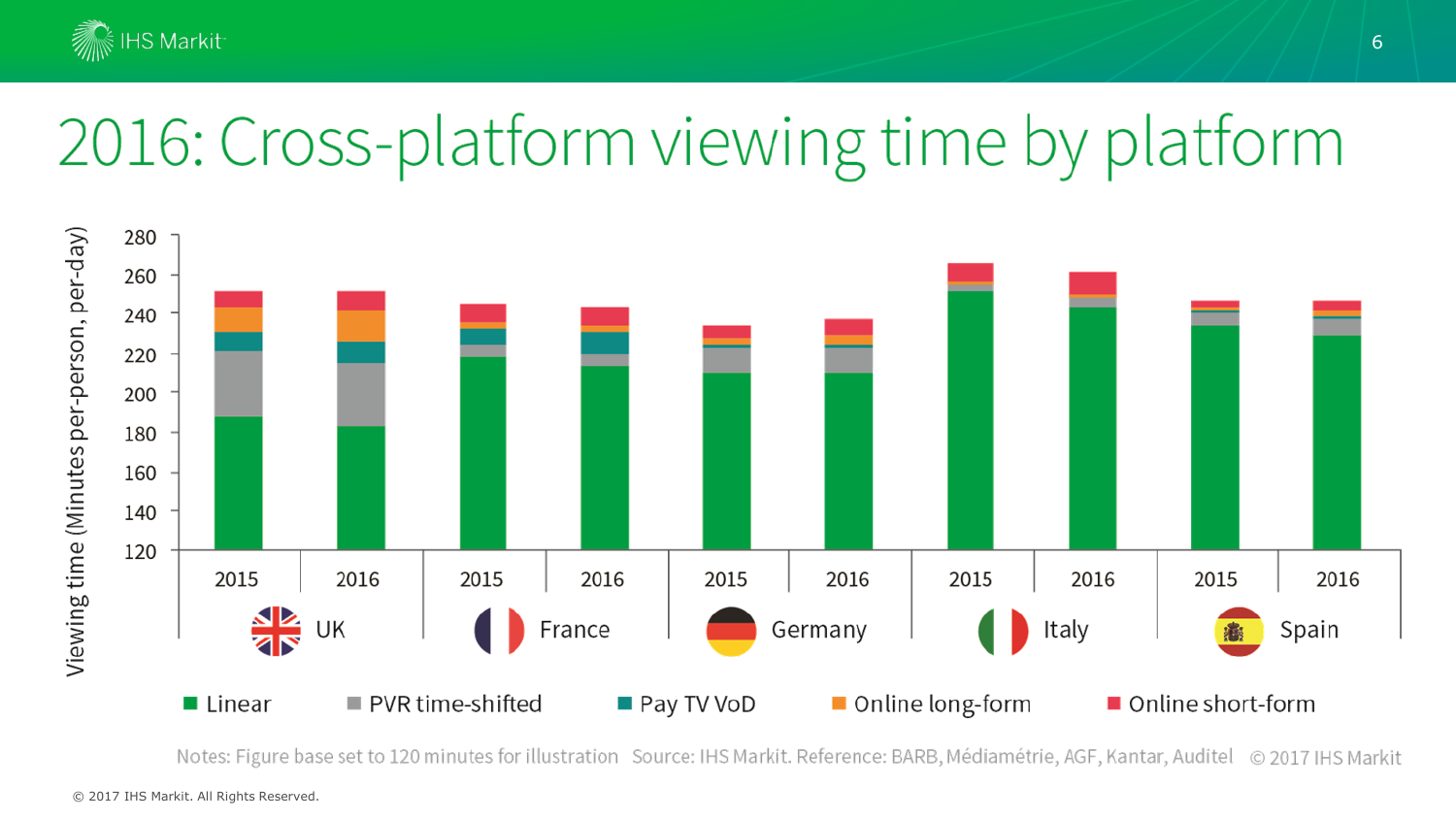# 2016: Cross-platform viewing time by platform

Viewing time (Minutes per-person, per-day)

280
260
240
220
200
180
160
140
120

| 2015 | 2016 | 2015 | 2016 | 2015 | 2016 | 2015 | 2016 | 2015 | 2016 |
|---|---|---|---|---|---|---|---|---|---|
| UK | | France | | Germany | | Italy | | Spain | |

Linear · PVR time-shifted · Pay TV VoD · Online long-form · Online short-form

Notes: Figure base set to 120 minutes for illustration   Source: IHS Markit. Reference: BARB, Médiamétrie, AGF, Kantar, Auditel   © 2017 IHS Markit

© 2017 IHS Markit. All Rights Reserved.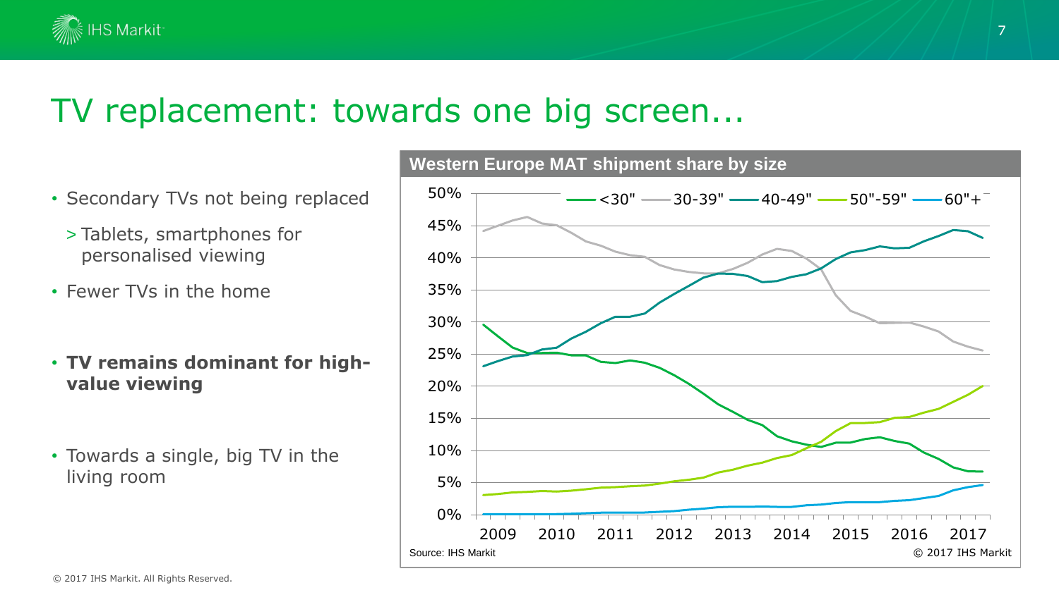# TV replacement: towards one big screen...

- Secondary TVs not being replaced
  - > Tablets, smartphones for personalised viewing
- Fewer TVs in the home
- **TV remains dominant for high-value viewing**
- Towards a single, big TV in the living room

**Western Europe MAT shipment share by size**

Source: IHS Markit

© 2017 IHS Markit

© 2017 IHS Markit. All Rights Reserved.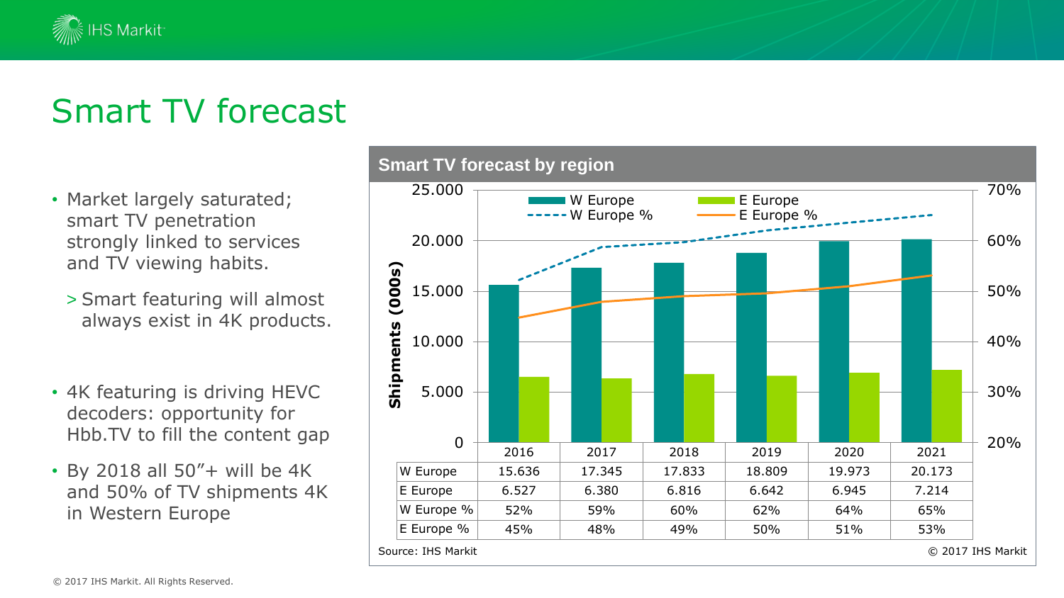# Smart TV forecast

- Market largely saturated; smart TV penetration strongly linked to services and TV viewing habits.
  - > Smart featuring will almost always exist in 4K products.
- 4K featuring is driving HEVC decoders: opportunity for Hbb.TV to fill the content gap
- By 2018 all 50”+ will be 4K and 50% of TV shipments 4K in Western Europe

**Smart TV forecast by region**

Shipments (000s)

| | 2016 | 2017 | 2018 | 2019 | 2020 | 2021 |
|---|---|---|---|---|---|---|
| W Europe | 15.636 | 17.345 | 17.833 | 18.809 | 19.973 | 20.173 |
| E Europe | 6.527 | 6.380 | 6.816 | 6.642 | 6.945 | 7.214 |
| W Europe % | 52% | 59% | 60% | 62% | 64% | 65% |
| E Europe % | 45% | 48% | 49% | 50% | 51% | 53% |

Source: IHS Markit © 2017 IHS Markit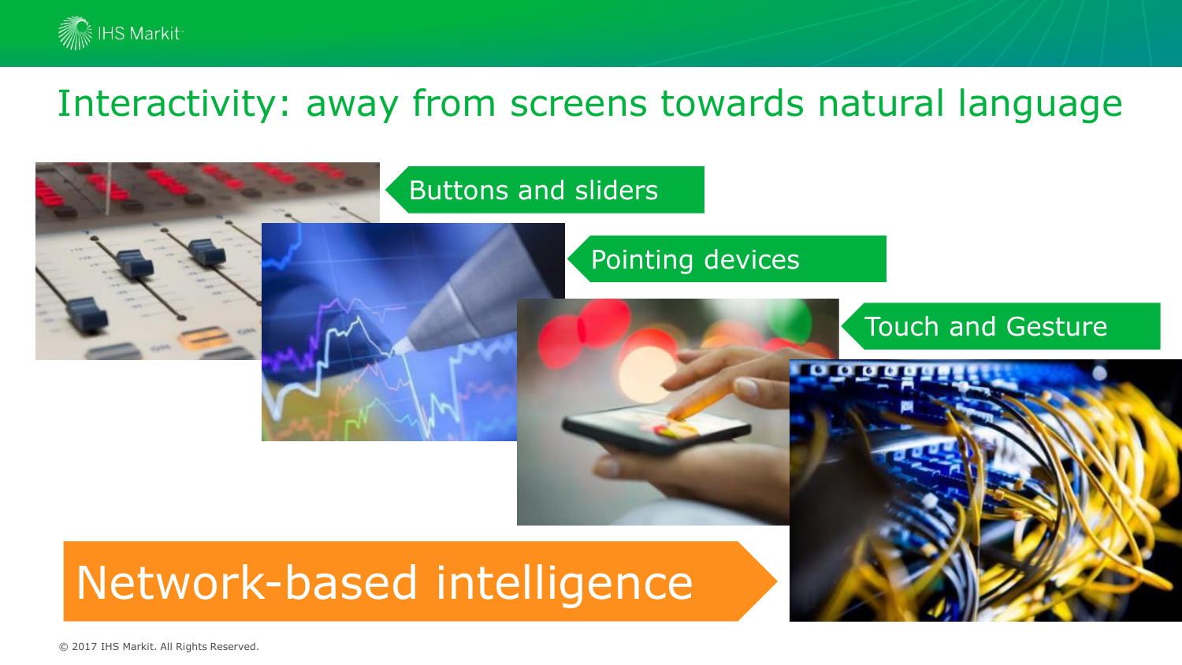# Interactivity: away from screens towards natural language

Buttons and sliders

Pointing devices

Touch and Gesture

Network-based intelligence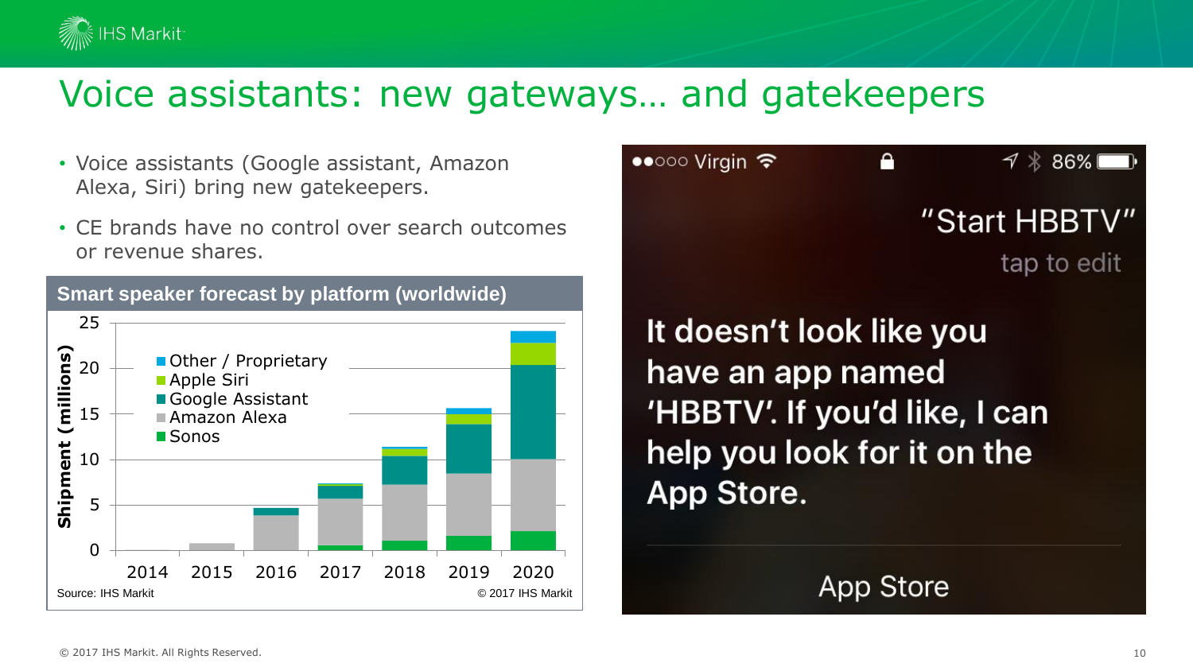# Voice assistants: new gateways… and gatekeepers

- Voice assistants (Google assistant, Amazon Alexa, Siri) bring new gatekeepers.
- CE brands have no control over search outcomes or revenue shares.

**Smart speaker forecast by platform (worldwide)**

Shipment (millions)

Legend: Other / Proprietary, Apple Siri, Google Assistant, Amazon Alexa, Sonos

Years: 2014, 2015, 2016, 2017, 2018, 2019, 2020

Y-axis: 0, 5, 10, 15, 20, 25

Source: IHS Markit

© 2017 IHS Markit

●●○○○ Virgin 86%

"Start HBBTV"

tap to edit

It doesn't look like you have an app named 'HBBTV'. If you'd like, I can help you look for it on the App Store.

App Store

© 2017 IHS Markit. All Rights Reserved.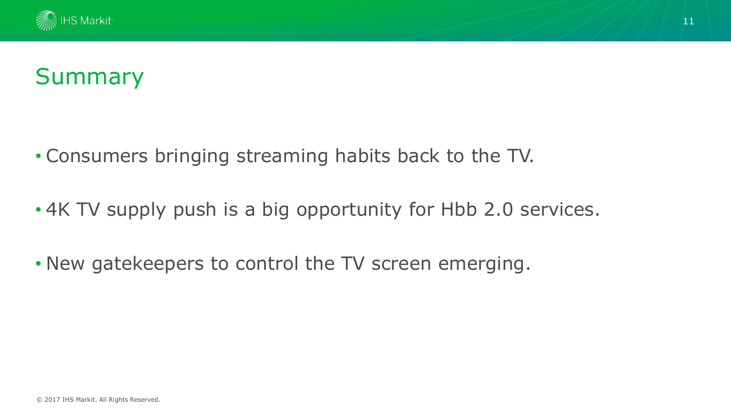# Summary

- Consumers bringing streaming habits back to the TV.
- 4K TV supply push is a big opportunity for Hbb 2.0 services.
- New gatekeepers to control the TV screen emerging.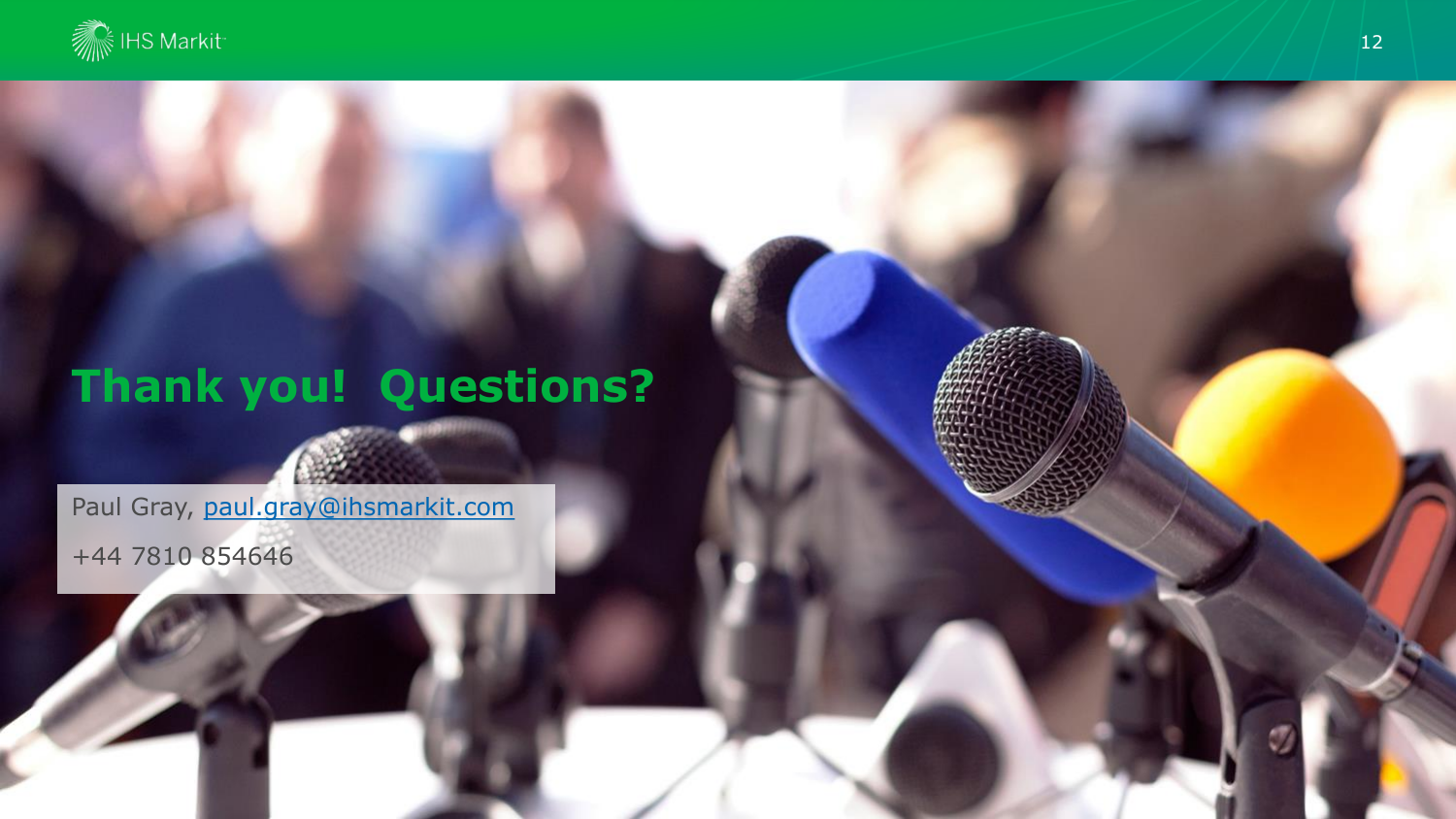# Thank you! Questions?

Paul Gray, paul.gray@ihsmarkit.com

+44 7810 854646